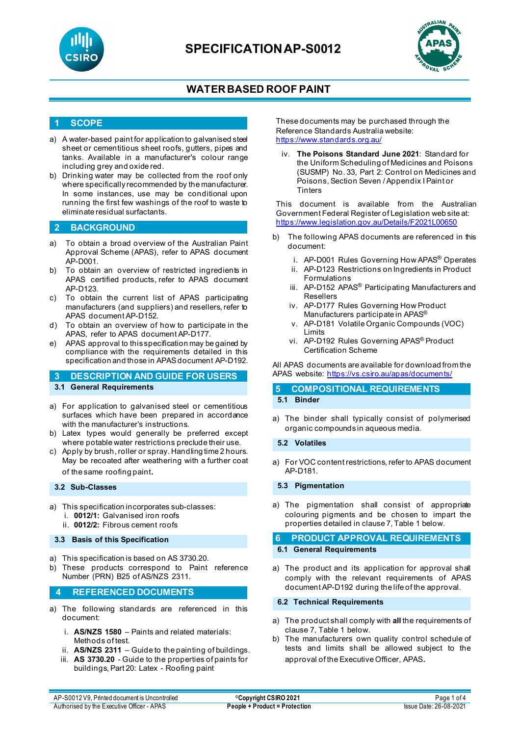# SPECIFICATION AP-S0012

## WATER BASED ROOF PAINT

## 1 SCOPE

a) A water-based paint for application to galvanised steel sheet or cementitious sheet roofs, gutters, pipes and tanks. Available in a manufacturer's colour range including grey and oxide red.

b) Drinking water may be collected from the roof only where specifically recommended by the manufacturer. In some instances, use may be conditional upon running the first few washings of the roof to waste to eliminate residual surfactants.

## 2 BACKGROUND

a) To obtain a broad overview of the Australian Paint Approval Scheme (APAS), refer to APAS document AP-D001.

b) To obtain an overview of restricted ingredients in APAS certified products, refer to APAS document AP-D123.

c) To obtain the current list of APAS participating manufacturers (and suppliers) and resellers, refer to APAS document AP-D152.

d) To obtain an overview of how to participate in the APAS, refer to APAS document AP-D177.

e) APAS approval to this specification may be gained by compliance with the requirements detailed in this specification and those in APAS document AP-D192.

## 3 DESCRIPTION AND GUIDE FOR USERS

### 3.1 General Requirements

a) For application to galvanised steel or cementitious surfaces which have been prepared in accordance with the manufacturer's instructions.

b) Latex types would generally be preferred except where potable water restrictions preclude their use.

c) Apply by brush, roller or spray. Handling time 2 hours. May be recoated after weathering with a further coat of the same roofing paint.

### 3.2 Sub-Classes

a) This specification incorporates sub-classes:
   i. **0012/1:** Galvanised iron roofs
   ii. **0012/2:** Fibrous cement roofs

### 3.3 Basis of this Specification

a) This specification is based on AS 3730.20.

b) These products correspond to Paint reference Number (PRN) B25 of AS/NZS 2311.

## 4 REFERENCED DOCUMENTS

a) The following standards are referenced in this document:

   i. **AS/NZS 1580** – Paints and related materials: Methods of test.
   ii. **AS/NZS 2311** – Guide to the painting of buildings.
   iii. **AS 3730.20** - Guide to the properties of paints for buildings, Part 20: Latex - Roofing paint

These documents may be purchased through the Reference Standards Australia website: https://www.standards.org.au/

   iv. **The Poisons Standard June 2021**: Standard for the Uniform Scheduling of Medicines and Poisons (SUSMP) No. 33, Part 2: Control on Medicines and Poisons, Section Seven / Appendix I Paint or Tinters

This document is available from the Australian Government Federal Register of Legislation web site at: https://www.legislation.gov.au/Details/F2021L00650

b) The following APAS documents are referenced in this document:

   i. AP-D001 Rules Governing How APAS® Operates
   ii. AP-D123 Restrictions on Ingredients in Product Formulations
   iii. AP-D152 APAS® Participating Manufacturers and Resellers
   iv. AP-D177 Rules Governing How Product Manufacturers participate in APAS®
   v. AP-D181 Volatile Organic Compounds (VOC) Limits
   vi. AP-D192 Rules Governing APAS® Product Certification Scheme

All APAS documents are available for download from the APAS website: https://vs.csiro.au/apas/documents/

## 5 COMPOSITIONAL REQUIREMENTS

### 5.1 Binder

a) The binder shall typically consist of polymerised organic compounds in aqueous media.

### 5.2 Volatiles

a) For VOC content restrictions, refer to APAS document AP-D181.

### 5.3 Pigmentation

a) The pigmentation shall consist of appropriate colouring pigments and be chosen to impart the properties detailed in clause 7, Table 1 below.

## 6 PRODUCT APPROVAL REQUIREMENTS

### 6.1 General Requirements

a) The product and its application for approval shall comply with the relevant requirements of APAS document AP-D192 during the life of the approval.

### 6.2 Technical Requirements

a) The product shall comply with **all** the requirements of clause 7, Table 1 below.

b) The manufacturers own quality control schedule of tests and limits shall be allowed subject to the approval of the Executive Officer, APAS.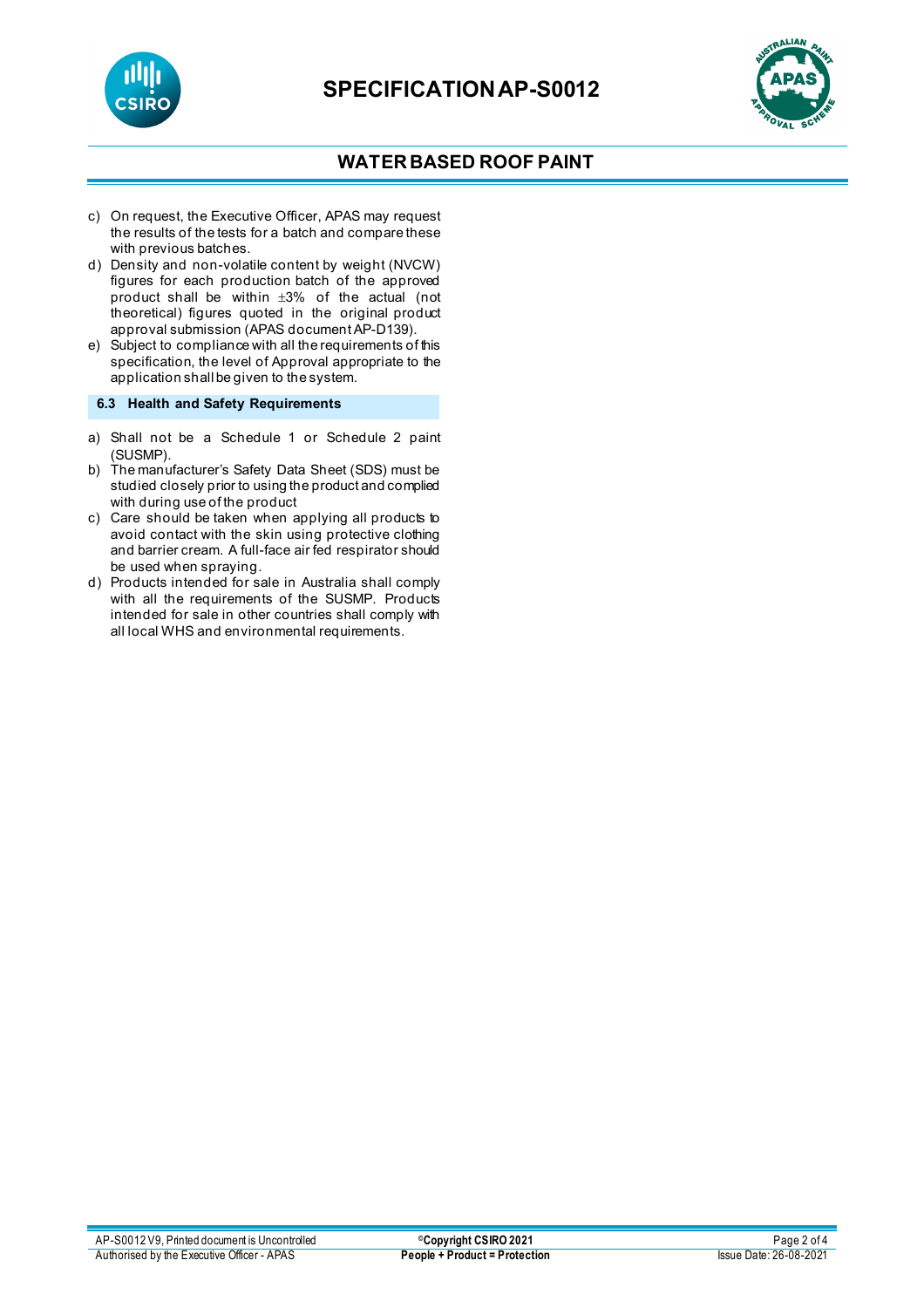c) On request, the Executive Officer, APAS may request the results of the tests for a batch and compare these with previous batches.
d) Density and non-volatile content by weight (NVCW) figures for each production batch of the approved product shall be within ±3% of the actual (not theoretical) figures quoted in the original product approval submission (APAS document AP-D139).
e) Subject to compliance with all the requirements of this specification, the level of Approval appropriate to the application shall be given to the system.

### 6.3 Health and Safety Requirements

a) Shall not be a Schedule 1 or Schedule 2 paint (SUSMP).
b) The manufacturer's Safety Data Sheet (SDS) must be studied closely prior to using the product and complied with during use of the product
c) Care should be taken when applying all products to avoid contact with the skin using protective clothing and barrier cream. A full-face air fed respirator should be used when spraying.
d) Products intended for sale in Australia shall comply with all the requirements of the SUSMP. Products intended for sale in other countries shall comply with all local WHS and environmental requirements.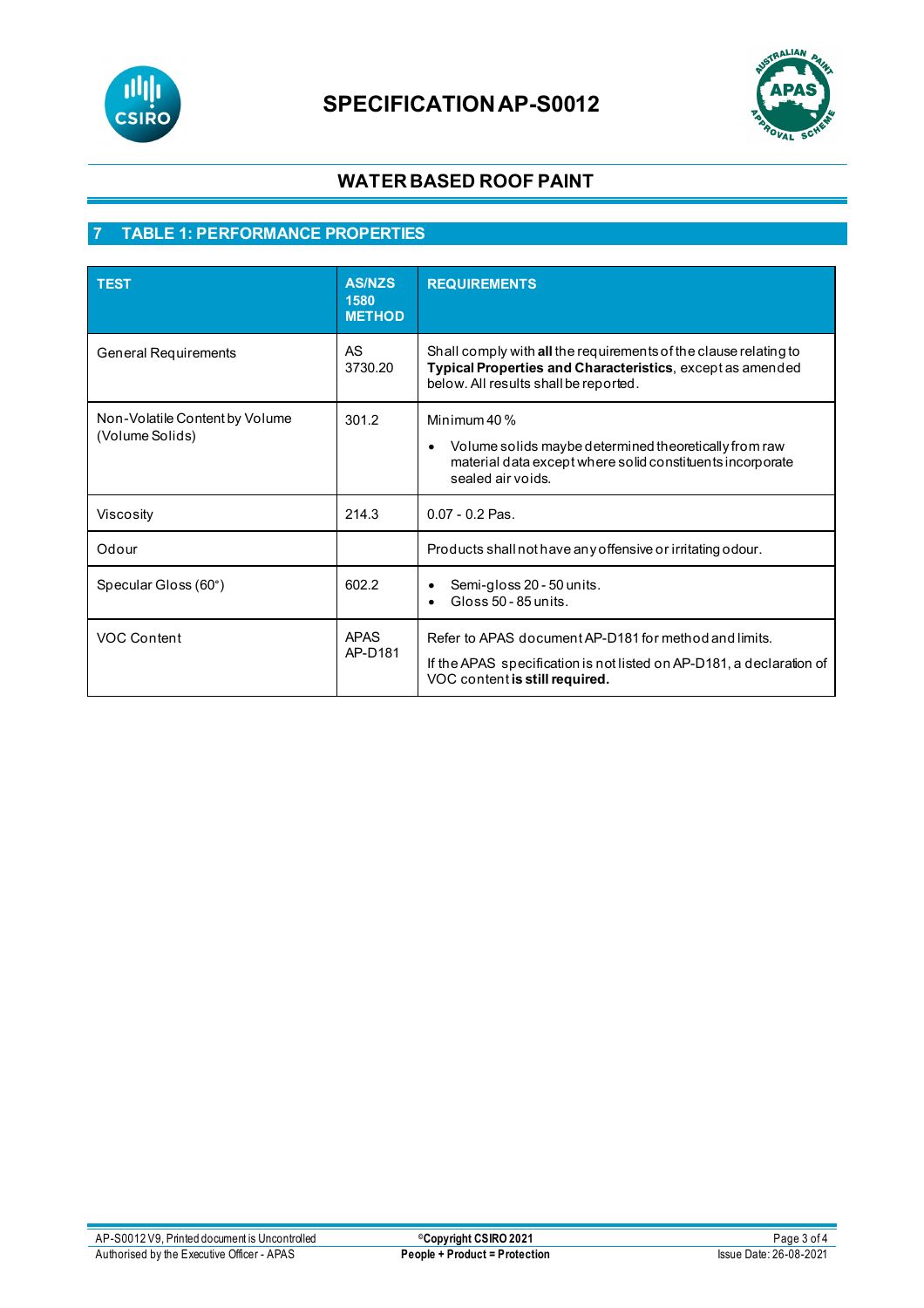# SPECIFICATION AP-S0012

## WATER BASED ROOF PAINT

## 7 TABLE 1: PERFORMANCE PROPERTIES

| TEST | AS/NZS 1580 METHOD | REQUIREMENTS |
|---|---|---|
| General Requirements | AS 3730.20 | Shall comply with **all** the requirements of the clause relating to **Typical Properties and Characteristics**, except as amended below. All results shall be reported. |
| Non-Volatile Content by Volume (Volume Solids) | 301.2 | Minimum 40 %<br>• Volume solids maybe determined theoretically from raw material data except where solid constituents incorporate sealed air voids. |
| Viscosity | 214.3 | 0.07 - 0.2 Pas. |
| Odour | | Products shall not have any offensive or irritating odour. |
| Specular Gloss (60°) | 602.2 | • Semi-gloss 20 - 50 units.<br>• Gloss 50 - 85 units. |
| VOC Content | APAS AP-D181 | Refer to APAS document AP-D181 for method and limits.<br>If the APAS specification is not listed on AP-D181, a declaration of VOC content **is still required.** |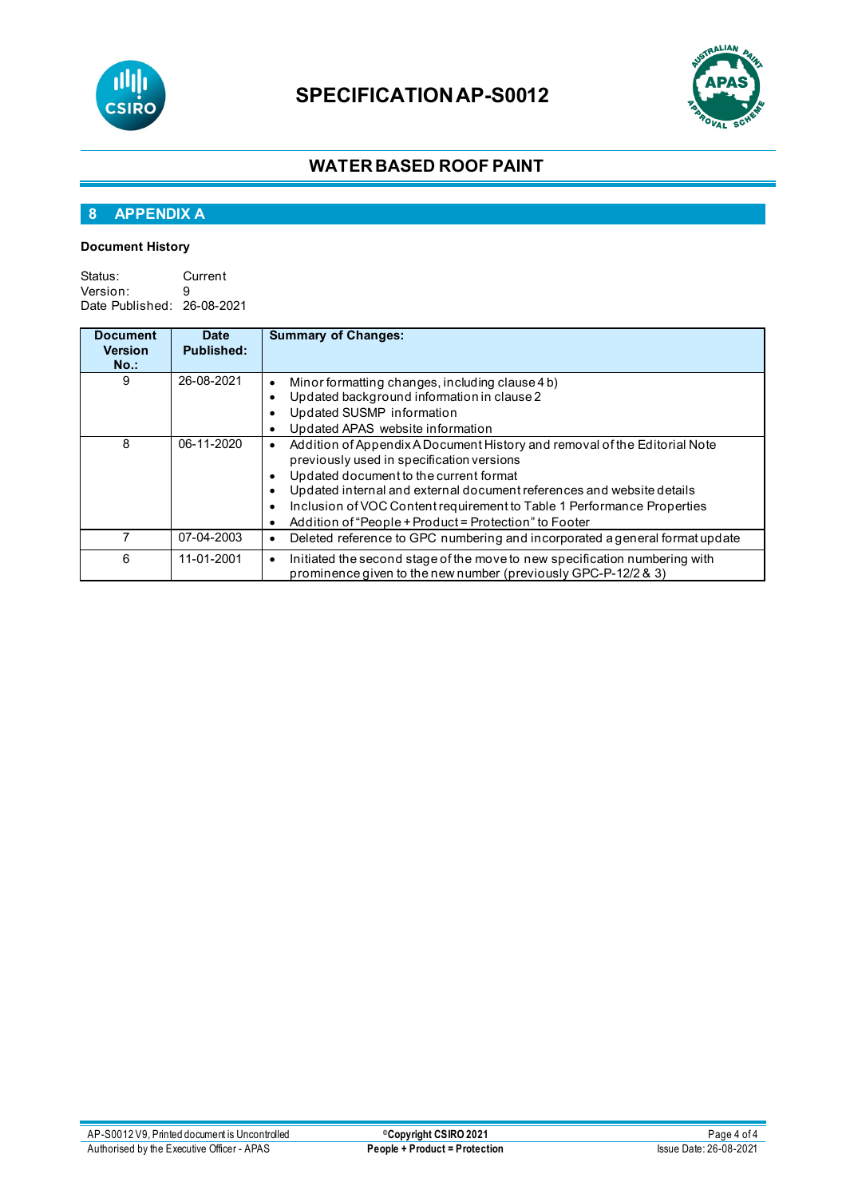## 8 APPENDIX A

**Document History**

Status: Current
Version: 9
Date Published: 26-08-2021

| Document Version No.: | Date Published: | Summary of Changes: |
|---|---|---|
| 9 | 26-08-2021 | • Minor formatting changes, including clause 4 b)<br>• Updated background information in clause 2<br>• Updated SUSMP information<br>• Updated APAS website information |
| 8 | 06-11-2020 | • Addition of Appendix A Document History and removal of the Editorial Note previously used in specification versions<br>• Updated document to the current format<br>• Updated internal and external document references and website details<br>• Inclusion of VOC Content requirement to Table 1 Performance Properties<br>• Addition of "People + Product = Protection" to Footer |
| 7 | 07-04-2003 | • Deleted reference to GPC numbering and incorporated a general format update |
| 6 | 11-01-2001 | • Initiated the second stage of the move to new specification numbering with prominence given to the new number (previously GPC-P-12/2 & 3) |